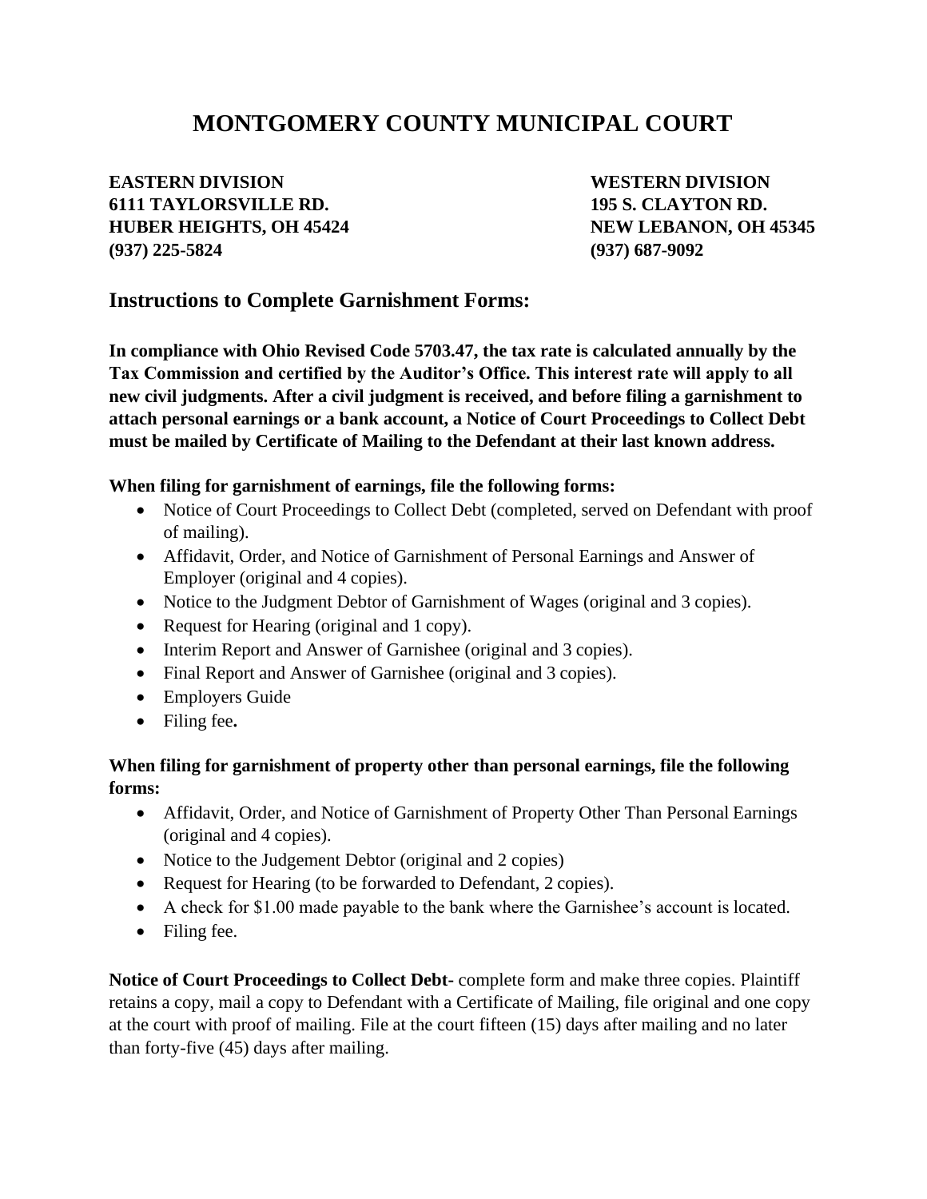# MONTGOMERY COUNTY MUNICIPAL COURT

**EASTERN DIVISION**
**6111 TAYLORSVILLE RD.**
**HUBER HEIGHTS, OH 45424**
**(937) 225-5824**

**WESTERN DIVISION**
**195 S. CLAYTON RD.**
**NEW LEBANON, OH 45345**
**(937) 687-9092**

## Instructions to Complete Garnishment Forms:

**In compliance with Ohio Revised Code 5703.47, the tax rate is calculated annually by the Tax Commission and certified by the Auditor's Office. This interest rate will apply to all new civil judgments. After a civil judgment is received, and before filing a garnishment to attach personal earnings or a bank account, a Notice of Court Proceedings to Collect Debt must be mailed by Certificate of Mailing to the Defendant at their last known address.**

**When filing for garnishment of earnings, file the following forms:**

- Notice of Court Proceedings to Collect Debt (completed, served on Defendant with proof of mailing).
- Affidavit, Order, and Notice of Garnishment of Personal Earnings and Answer of Employer (original and 4 copies).
- Notice to the Judgment Debtor of Garnishment of Wages (original and 3 copies).
- Request for Hearing (original and 1 copy).
- Interim Report and Answer of Garnishee (original and 3 copies).
- Final Report and Answer of Garnishee (original and 3 copies).
- Employers Guide
- Filing fee**.**

**When filing for garnishment of property other than personal earnings, file the following forms:**

- Affidavit, Order, and Notice of Garnishment of Property Other Than Personal Earnings (original and 4 copies).
- Notice to the Judgement Debtor (original and 2 copies)
- Request for Hearing (to be forwarded to Defendant, 2 copies).
- A check for $1.00 made payable to the bank where the Garnishee's account is located.
- Filing fee.

**Notice of Court Proceedings to Collect Debt-** complete form and make three copies. Plaintiff retains a copy, mail a copy to Defendant with a Certificate of Mailing, file original and one copy at the court with proof of mailing. File at the court fifteen (15) days after mailing and no later than forty-five (45) days after mailing.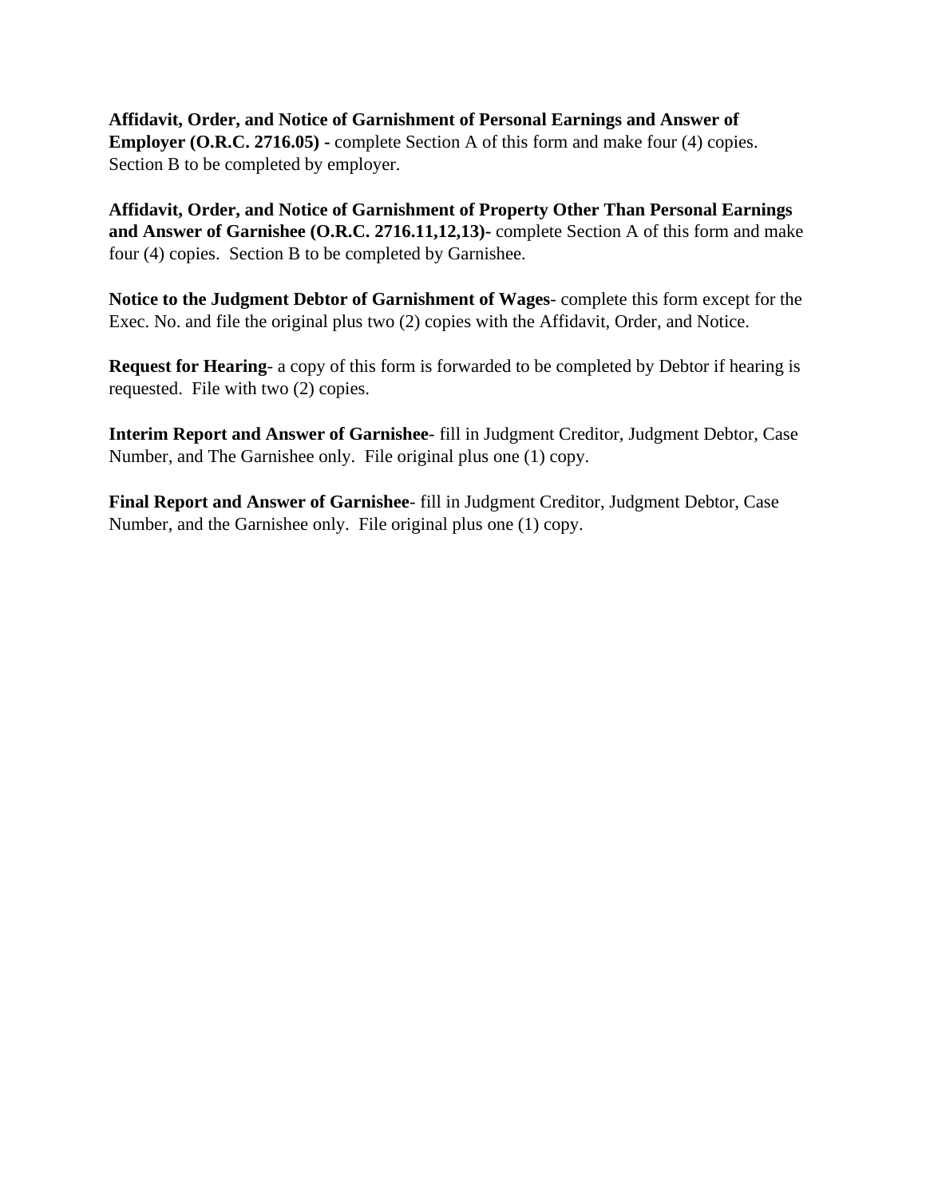**Affidavit, Order, and Notice of Garnishment of Personal Earnings and Answer of Employer (O.R.C. 2716.05) -** complete Section A of this form and make four (4) copies. Section B to be completed by employer.

**Affidavit, Order, and Notice of Garnishment of Property Other Than Personal Earnings and Answer of Garnishee (O.R.C. 2716.11,12,13)-** complete Section A of this form and make four (4) copies. Section B to be completed by Garnishee.

**Notice to the Judgment Debtor of Garnishment of Wages**- complete this form except for the Exec. No. and file the original plus two (2) copies with the Affidavit, Order, and Notice.

**Request for Hearing**- a copy of this form is forwarded to be completed by Debtor if hearing is requested. File with two (2) copies.

**Interim Report and Answer of Garnishee**- fill in Judgment Creditor, Judgment Debtor, Case Number, and The Garnishee only. File original plus one (1) copy.

**Final Report and Answer of Garnishee**- fill in Judgment Creditor, Judgment Debtor, Case Number, and the Garnishee only. File original plus one (1) copy.